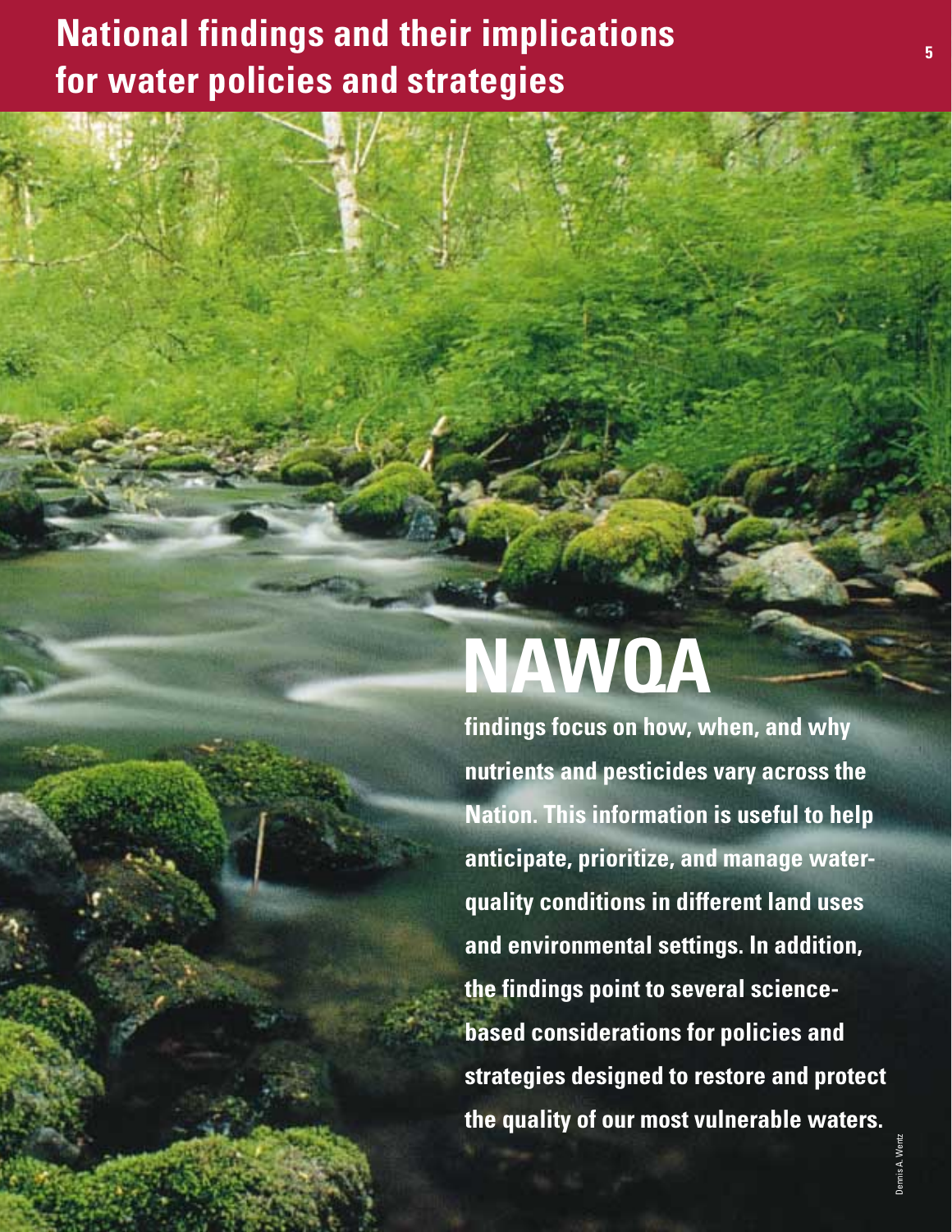# National findings and their implications for water policies and strategies

**NAWQA**

**findings focus on how, when, and why nutrients and pesticides vary across the Nation. This information is useful to help anticipate, prioritize, and manage water-quality conditions in different land uses and environmental settings. In addition, the findings point to several science-based considerations for policies and strategies designed to restore and protect the quality of our most vulnerable waters.**

Dennis A. Wentz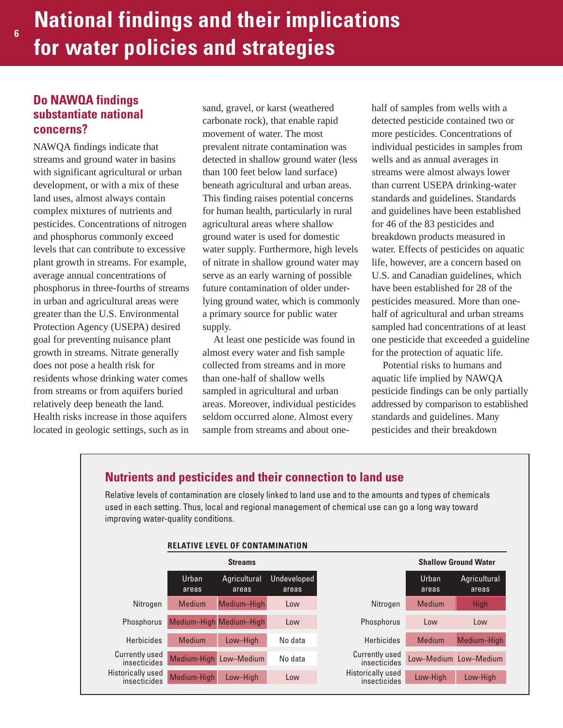# National findings and their implications for water policies and strategies

## Do NAWQA findings substantiate national concerns?

NAWQA findings indicate that streams and ground water in basins with significant agricultural or urban development, or with a mix of these land uses, almost always contain complex mixtures of nutrients and pesticides. Concentrations of nitrogen and phosphorus commonly exceed levels that can contribute to excessive plant growth in streams. For example, average annual concentrations of phosphorus in three-fourths of streams in urban and agricultural areas were greater than the U.S. Environmental Protection Agency (USEPA) desired goal for preventing nuisance plant growth in streams. Nitrate generally does not pose a health risk for residents whose drinking water comes from streams or from aquifers buried relatively deep beneath the land. Health risks increase in those aquifers located in geologic settings, such as in sand, gravel, or karst (weathered carbonate rock), that enable rapid movement of water. The most prevalent nitrate contamination was detected in shallow ground water (less than 100 feet below land surface) beneath agricultural and urban areas. This finding raises potential concerns for human health, particularly in rural agricultural areas where shallow ground water is used for domestic water supply. Furthermore, high levels of nitrate in shallow ground water may serve as an early warning of possible future contamination of older underlying ground water, which is commonly a primary source for public water supply.

At least one pesticide was found in almost every water and fish sample collected from streams and in more than one-half of shallow wells sampled in agricultural and urban areas. Moreover, individual pesticides seldom occurred alone. Almost every sample from streams and about one-half of samples from wells with a detected pesticide contained two or more pesticides. Concentrations of individual pesticides in samples from wells and as annual averages in streams were almost always lower than current USEPA drinking-water standards and guidelines. Standards and guidelines have been established for 46 of the 83 pesticides and breakdown products measured in water. Effects of pesticides on aquatic life, however, are a concern based on U.S. and Canadian guidelines, which have been established for 28 of the pesticides measured. More than one-half of agricultural and urban streams sampled had concentrations of at least one pesticide that exceeded a guideline for the protection of aquatic life.

Potential risks to humans and aquatic life implied by NAWQA pesticide findings can be only partially addressed by comparison to established standards and guidelines. Many pesticides and their breakdown

### Nutrients and pesticides and their connection to land use

Relative levels of contamination are closely linked to land use and to the amounts and types of chemicals used in each setting. Thus, local and regional management of chemical use can go a long way toward improving water-quality conditions.

**RELATIVE LEVEL OF CONTAMINATION**

| | Streams | | | Shallow Ground Water | |
|---|---|---|---|---|---|
| | Urban areas | Agricultural areas | Undeveloped areas | Urban areas | Agricultural areas |
| Nitrogen | Medium | Medium–High | Low | Medium | High |
| Phosphorus | Medium–High | Medium–High | Low | Low | Low |
| Herbicides | Medium | Low–High | No data | Medium | Medium–High |
| Currently used insecticides | Medium-High | Low–Medium | No data | Low–Medium | Low–Medium |
| Historically used insecticides | Medium-High | Low–High | Low | Low-High | Low-High |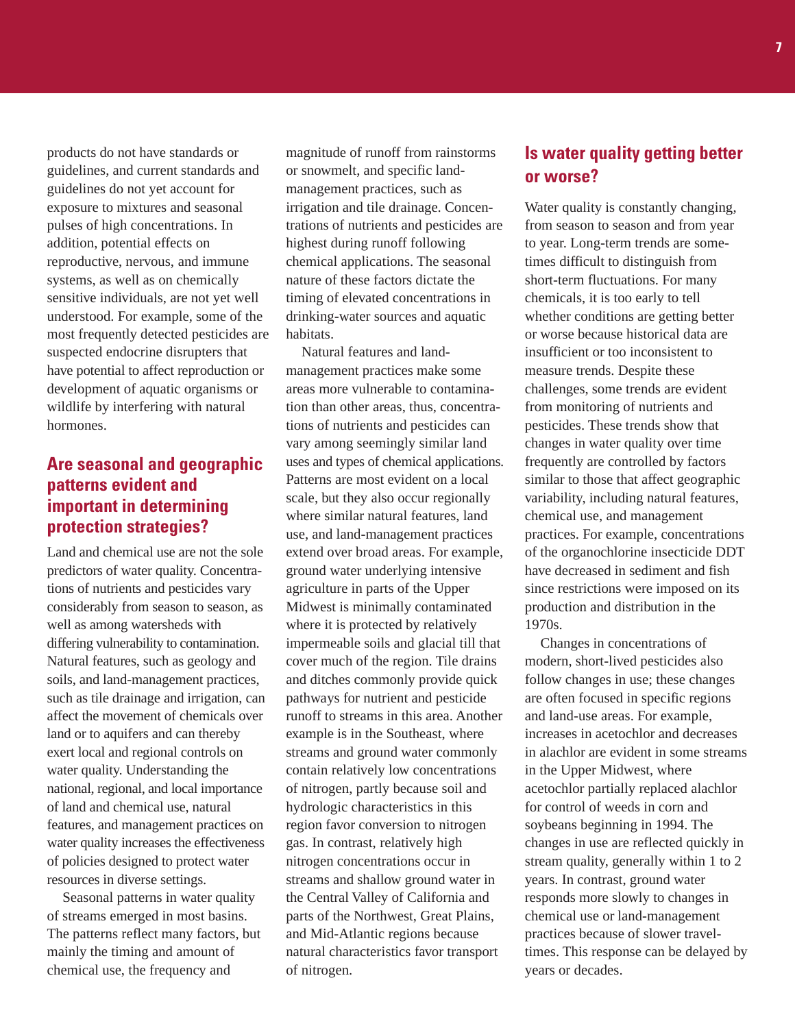products do not have standards or guidelines, and current standards and guidelines do not yet account for exposure to mixtures and seasonal pulses of high concentrations. In addition, potential effects on reproductive, nervous, and immune systems, as well as on chemically sensitive individuals, are not yet well understood. For example, some of the most frequently detected pesticides are suspected endocrine disrupters that have potential to affect reproduction or development of aquatic organisms or wildlife by interfering with natural hormones.

## Are seasonal and geographic patterns evident and important in determining protection strategies?

Land and chemical use are not the sole predictors of water quality. Concentrations of nutrients and pesticides vary considerably from season to season, as well as among watersheds with differing vulnerability to contamination. Natural features, such as geology and soils, and land-management practices, such as tile drainage and irrigation, can affect the movement of chemicals over land or to aquifers and can thereby exert local and regional controls on water quality. Understanding the national, regional, and local importance of land and chemical use, natural features, and management practices on water quality increases the effectiveness of policies designed to protect water resources in diverse settings.

Seasonal patterns in water quality of streams emerged in most basins. The patterns reflect many factors, but mainly the timing and amount of chemical use, the frequency and magnitude of runoff from rainstorms or snowmelt, and specific land-management practices, such as irrigation and tile drainage. Concentrations of nutrients and pesticides are highest during runoff following chemical applications. The seasonal nature of these factors dictate the timing of elevated concentrations in drinking-water sources and aquatic habitats.

Natural features and land-management practices make some areas more vulnerable to contamination than other areas, thus, concentrations of nutrients and pesticides can vary among seemingly similar land uses and types of chemical applications. Patterns are most evident on a local scale, but they also occur regionally where similar natural features, land use, and land-management practices extend over broad areas. For example, ground water underlying intensive agriculture in parts of the Upper Midwest is minimally contaminated where it is protected by relatively impermeable soils and glacial till that cover much of the region. Tile drains and ditches commonly provide quick pathways for nutrient and pesticide runoff to streams in this area. Another example is in the Southeast, where streams and ground water commonly contain relatively low concentrations of nitrogen, partly because soil and hydrologic characteristics in this region favor conversion to nitrogen gas. In contrast, relatively high nitrogen concentrations occur in streams and shallow ground water in the Central Valley of California and parts of the Northwest, Great Plains, and Mid-Atlantic regions because natural characteristics favor transport of nitrogen.

## Is water quality getting better or worse?

Water quality is constantly changing, from season to season and from year to year. Long-term trends are sometimes difficult to distinguish from short-term fluctuations. For many chemicals, it is too early to tell whether conditions are getting better or worse because historical data are insufficient or too inconsistent to measure trends. Despite these challenges, some trends are evident from monitoring of nutrients and pesticides. These trends show that changes in water quality over time frequently are controlled by factors similar to those that affect geographic variability, including natural features, chemical use, and management practices. For example, concentrations of the organochlorine insecticide DDT have decreased in sediment and fish since restrictions were imposed on its production and distribution in the 1970s.

Changes in concentrations of modern, short-lived pesticides also follow changes in use; these changes are often focused in specific regions and land-use areas. For example, increases in acetochlor and decreases in alachlor are evident in some streams in the Upper Midwest, where acetochlor partially replaced alachlor for control of weeds in corn and soybeans beginning in 1994. The changes in use are reflected quickly in stream quality, generally within 1 to 2 years. In contrast, ground water responds more slowly to changes in chemical use or land-management practices because of slower travel-times. This response can be delayed by years or decades.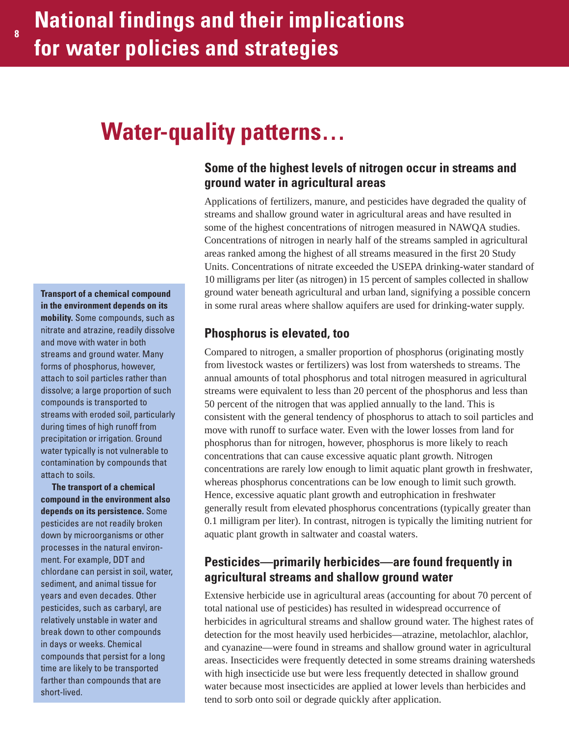# National findings and their implications for water policies and strategies

## Water-quality patterns…

### Some of the highest levels of nitrogen occur in streams and ground water in agricultural areas

Applications of fertilizers, manure, and pesticides have degraded the quality of streams and shallow ground water in agricultural areas and have resulted in some of the highest concentrations of nitrogen measured in NAWQA studies. Concentrations of nitrogen in nearly half of the streams sampled in agricultural areas ranked among the highest of all streams measured in the first 20 Study Units. Concentrations of nitrate exceeded the USEPA drinking-water standard of 10 milligrams per liter (as nitrogen) in 15 percent of samples collected in shallow ground water beneath agricultural and urban land, signifying a possible concern in some rural areas where shallow aquifers are used for drinking-water supply.

### Phosphorus is elevated, too

Compared to nitrogen, a smaller proportion of phosphorus (originating mostly from livestock wastes or fertilizers) was lost from watersheds to streams. The annual amounts of total phosphorus and total nitrogen measured in agricultural streams were equivalent to less than 20 percent of the phosphorus and less than 50 percent of the nitrogen that was applied annually to the land. This is consistent with the general tendency of phosphorus to attach to soil particles and move with runoff to surface water. Even with the lower losses from land for phosphorus than for nitrogen, however, phosphorus is more likely to reach concentrations that can cause excessive aquatic plant growth. Nitrogen concentrations are rarely low enough to limit aquatic plant growth in freshwater, whereas phosphorus concentrations can be low enough to limit such growth. Hence, excessive aquatic plant growth and eutrophication in freshwater generally result from elevated phosphorus concentrations (typically greater than 0.1 milligram per liter). In contrast, nitrogen is typically the limiting nutrient for aquatic plant growth in saltwater and coastal waters.

### Pesticides—primarily herbicides—are found frequently in agricultural streams and shallow ground water

Extensive herbicide use in agricultural areas (accounting for about 70 percent of total national use of pesticides) has resulted in widespread occurrence of herbicides in agricultural streams and shallow ground water. The highest rates of detection for the most heavily used herbicides—atrazine, metolachlor, alachlor, and cyanazine—were found in streams and shallow ground water in agricultural areas. Insecticides were frequently detected in some streams draining watersheds with high insecticide use but were less frequently detected in shallow ground water because most insecticides are applied at lower levels than herbicides and tend to sorb onto soil or degrade quickly after application.

**Transport of a chemical compound in the environment depends on its mobility.** Some compounds, such as nitrate and atrazine, readily dissolve and move with water in both streams and ground water. Many forms of phosphorus, however, attach to soil particles rather than dissolve; a large proportion of such compounds is transported to streams with eroded soil, particularly during times of high runoff from precipitation or irrigation. Ground water typically is not vulnerable to contamination by compounds that attach to soils.

**The transport of a chemical compound in the environment also depends on its persistence.** Some pesticides are not readily broken down by microorganisms or other processes in the natural environment. For example, DDT and chlordane can persist in soil, water, sediment, and animal tissue for years and even decades. Other pesticides, such as carbaryl, are relatively unstable in water and break down to other compounds in days or weeks. Chemical compounds that persist for a long time are likely to be transported farther than compounds that are short-lived.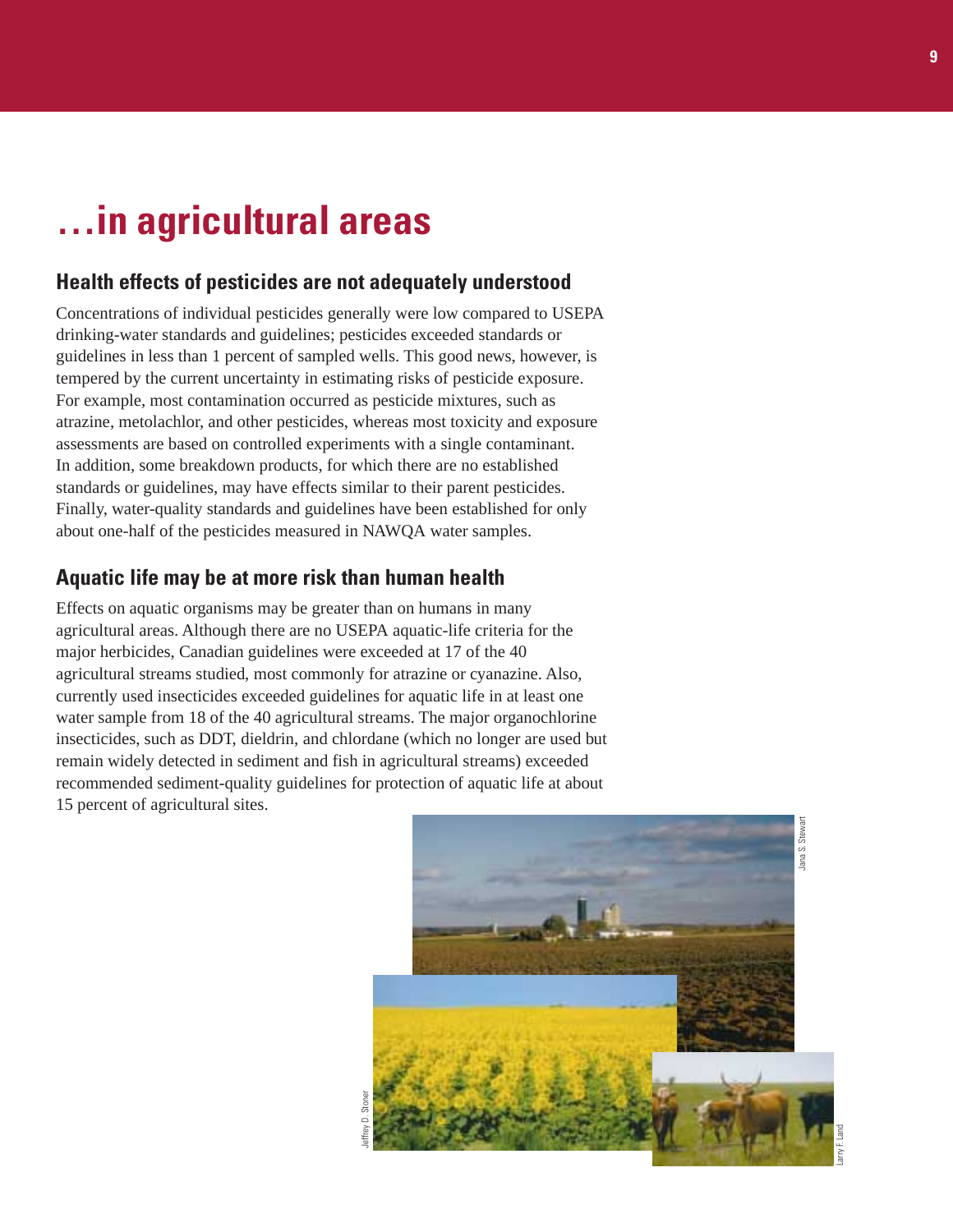# …in agricultural areas

## Health effects of pesticides are not adequately understood

Concentrations of individual pesticides generally were low compared to USEPA drinking-water standards and guidelines; pesticides exceeded standards or guidelines in less than 1 percent of sampled wells. This good news, however, is tempered by the current uncertainty in estimating risks of pesticide exposure. For example, most contamination occurred as pesticide mixtures, such as atrazine, metolachlor, and other pesticides, whereas most toxicity and exposure assessments are based on controlled experiments with a single contaminant. In addition, some breakdown products, for which there are no established standards or guidelines, may have effects similar to their parent pesticides. Finally, water-quality standards and guidelines have been established for only about one-half of the pesticides measured in NAWQA water samples.

## Aquatic life may be at more risk than human health

Effects on aquatic organisms may be greater than on humans in many agricultural areas. Although there are no USEPA aquatic-life criteria for the major herbicides, Canadian guidelines were exceeded at 17 of the 40 agricultural streams studied, most commonly for atrazine or cyanazine. Also, currently used insecticides exceeded guidelines for aquatic life in at least one water sample from 18 of the 40 agricultural streams. The major organochlorine insecticides, such as DDT, dieldrin, and chlordane (which no longer are used but remain widely detected in sediment and fish in agricultural streams) exceeded recommended sediment-quality guidelines for protection of aquatic life at about 15 percent of agricultural sites.

Jana S. Stewart

Jeffrey D. Stoner

Larry F. Land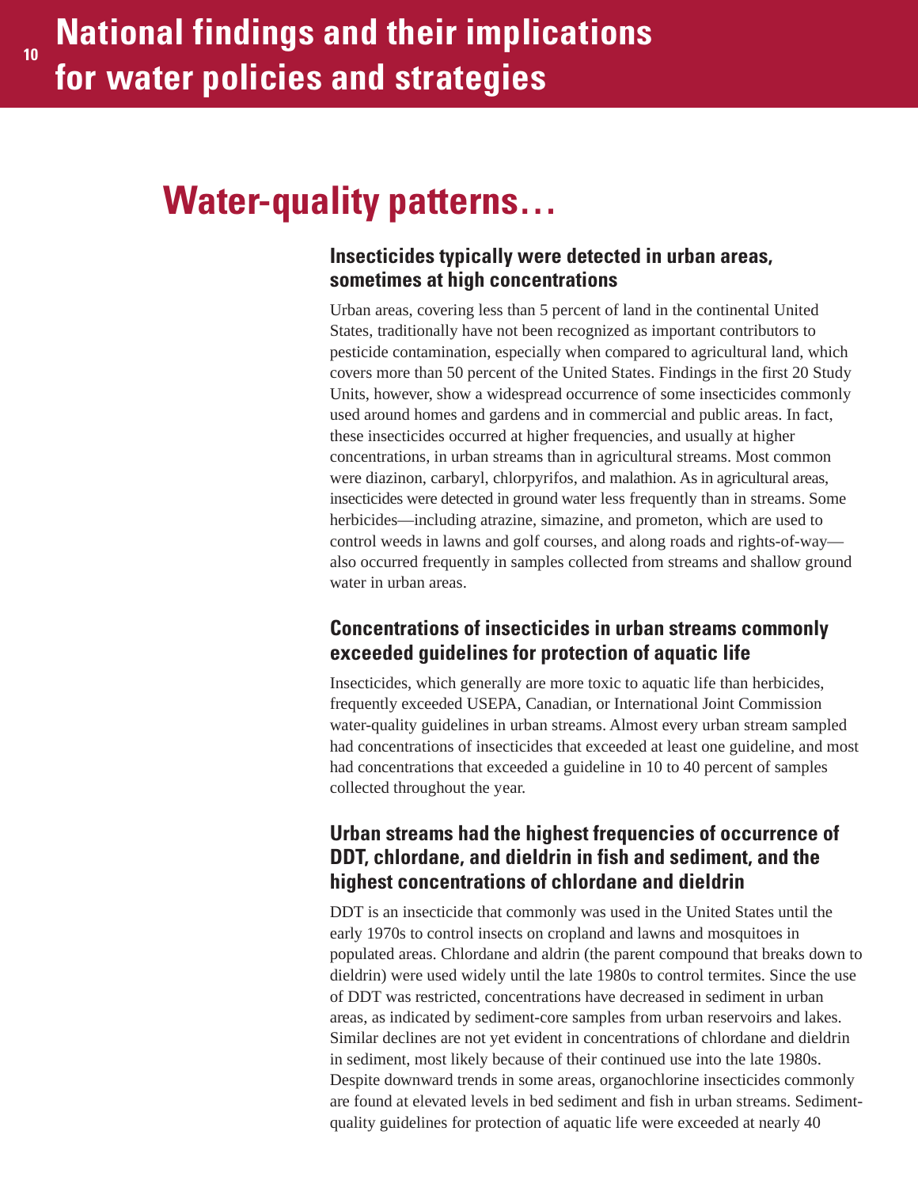# National findings and their implications for water policies and strategies

## Water-quality patterns…

### Insecticides typically were detected in urban areas, sometimes at high concentrations

Urban areas, covering less than 5 percent of land in the continental United States, traditionally have not been recognized as important contributors to pesticide contamination, especially when compared to agricultural land, which covers more than 50 percent of the United States. Findings in the first 20 Study Units, however, show a widespread occurrence of some insecticides commonly used around homes and gardens and in commercial and public areas. In fact, these insecticides occurred at higher frequencies, and usually at higher concentrations, in urban streams than in agricultural streams. Most common were diazinon, carbaryl, chlorpyrifos, and malathion. As in agricultural areas, insecticides were detected in ground water less frequently than in streams. Some herbicides—including atrazine, simazine, and prometon, which are used to control weeds in lawns and golf courses, and along roads and rights-of-way—also occurred frequently in samples collected from streams and shallow ground water in urban areas.

### Concentrations of insecticides in urban streams commonly exceeded guidelines for protection of aquatic life

Insecticides, which generally are more toxic to aquatic life than herbicides, frequently exceeded USEPA, Canadian, or International Joint Commission water-quality guidelines in urban streams. Almost every urban stream sampled had concentrations of insecticides that exceeded at least one guideline, and most had concentrations that exceeded a guideline in 10 to 40 percent of samples collected throughout the year.

### Urban streams had the highest frequencies of occurrence of DDT, chlordane, and dieldrin in fish and sediment, and the highest concentrations of chlordane and dieldrin

DDT is an insecticide that commonly was used in the United States until the early 1970s to control insects on cropland and lawns and mosquitoes in populated areas. Chlordane and aldrin (the parent compound that breaks down to dieldrin) were used widely until the late 1980s to control termites. Since the use of DDT was restricted, concentrations have decreased in sediment in urban areas, as indicated by sediment-core samples from urban reservoirs and lakes. Similar declines are not yet evident in concentrations of chlordane and dieldrin in sediment, most likely because of their continued use into the late 1980s. Despite downward trends in some areas, organochlorine insecticides commonly are found at elevated levels in bed sediment and fish in urban streams. Sediment-quality guidelines for protection of aquatic life were exceeded at nearly 40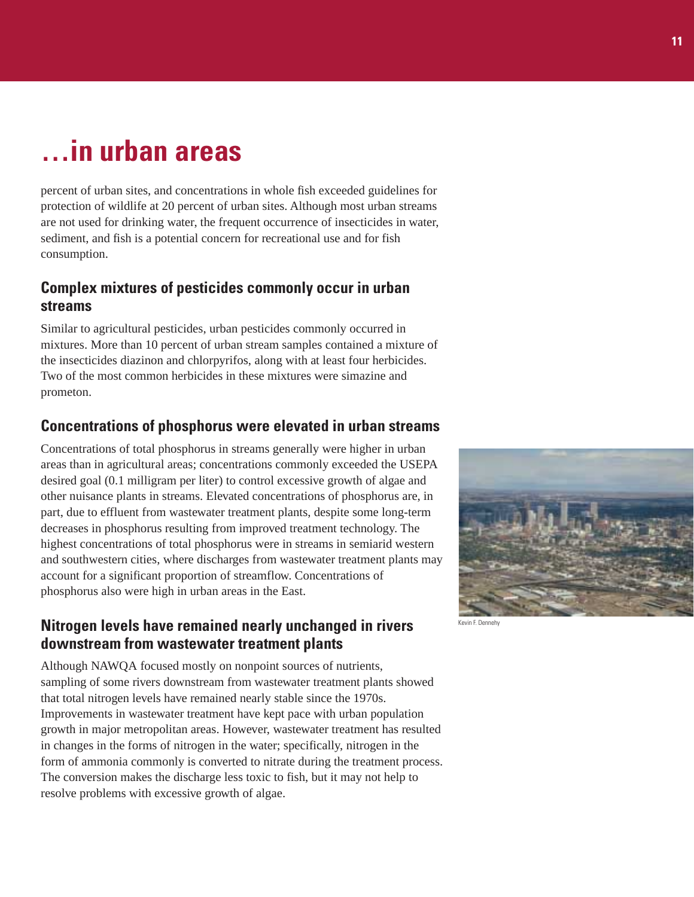# ...in urban areas

percent of urban sites, and concentrations in whole fish exceeded guidelines for protection of wildlife at 20 percent of urban sites. Although most urban streams are not used for drinking water, the frequent occurrence of insecticides in water, sediment, and fish is a potential concern for recreational use and for fish consumption.

## Complex mixtures of pesticides commonly occur in urban streams

Similar to agricultural pesticides, urban pesticides commonly occurred in mixtures. More than 10 percent of urban stream samples contained a mixture of the insecticides diazinon and chlorpyrifos, along with at least four herbicides. Two of the most common herbicides in these mixtures were simazine and prometon.

## Concentrations of phosphorus were elevated in urban streams

Concentrations of total phosphorus in streams generally were higher in urban areas than in agricultural areas; concentrations commonly exceeded the USEPA desired goal (0.1 milligram per liter) to control excessive growth of algae and other nuisance plants in streams. Elevated concentrations of phosphorus are, in part, due to effluent from wastewater treatment plants, despite some long-term decreases in phosphorus resulting from improved treatment technology. The highest concentrations of total phosphorus were in streams in semiarid western and southwestern cities, where discharges from wastewater treatment plants may account for a significant proportion of streamflow. Concentrations of phosphorus also were high in urban areas in the East.

Kevin F. Dennehy

## Nitrogen levels have remained nearly unchanged in rivers downstream from wastewater treatment plants

Although NAWQA focused mostly on nonpoint sources of nutrients, sampling of some rivers downstream from wastewater treatment plants showed that total nitrogen levels have remained nearly stable since the 1970s. Improvements in wastewater treatment have kept pace with urban population growth in major metropolitan areas. However, wastewater treatment has resulted in changes in the forms of nitrogen in the water; specifically, nitrogen in the form of ammonia commonly is converted to nitrate during the treatment process. The conversion makes the discharge less toxic to fish, but it may not help to resolve problems with excessive growth of algae.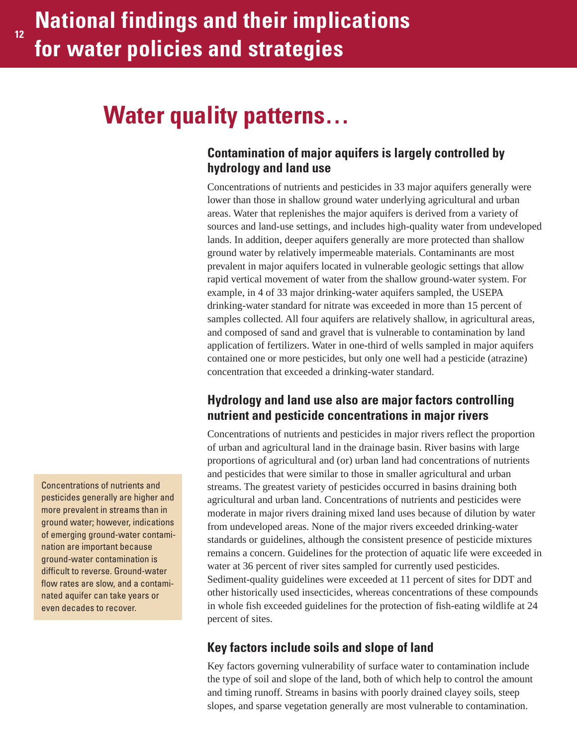# National findings and their implications for water policies and strategies

## Water quality patterns…

### Contamination of major aquifers is largely controlled by hydrology and land use

Concentrations of nutrients and pesticides in 33 major aquifers generally were lower than those in shallow ground water underlying agricultural and urban areas. Water that replenishes the major aquifers is derived from a variety of sources and land-use settings, and includes high-quality water from undeveloped lands. In addition, deeper aquifers generally are more protected than shallow ground water by relatively impermeable materials. Contaminants are most prevalent in major aquifers located in vulnerable geologic settings that allow rapid vertical movement of water from the shallow ground-water system. For example, in 4 of 33 major drinking-water aquifers sampled, the USEPA drinking-water standard for nitrate was exceeded in more than 15 percent of samples collected. All four aquifers are relatively shallow, in agricultural areas, and composed of sand and gravel that is vulnerable to contamination by land application of fertilizers. Water in one-third of wells sampled in major aquifers contained one or more pesticides, but only one well had a pesticide (atrazine) concentration that exceeded a drinking-water standard.

### Hydrology and land use also are major factors controlling nutrient and pesticide concentrations in major rivers

Concentrations of nutrients and pesticides in major rivers reflect the proportion of urban and agricultural land in the drainage basin. River basins with large proportions of agricultural and (or) urban land had concentrations of nutrients and pesticides that were similar to those in smaller agricultural and urban streams. The greatest variety of pesticides occurred in basins draining both agricultural and urban land. Concentrations of nutrients and pesticides were moderate in major rivers draining mixed land uses because of dilution by water from undeveloped areas. None of the major rivers exceeded drinking-water standards or guidelines, although the consistent presence of pesticide mixtures remains a concern. Guidelines for the protection of aquatic life were exceeded in water at 36 percent of river sites sampled for currently used pesticides. Sediment-quality guidelines were exceeded at 11 percent of sites for DDT and other historically used insecticides, whereas concentrations of these compounds in whole fish exceeded guidelines for the protection of fish-eating wildlife at 24 percent of sites.

Concentrations of nutrients and pesticides generally are higher and more prevalent in streams than in ground water; however, indications of emerging ground-water contamination are important because ground-water contamination is difficult to reverse. Ground-water flow rates are slow, and a contaminated aquifer can take years or even decades to recover.

### Key factors include soils and slope of land

Key factors governing vulnerability of surface water to contamination include the type of soil and slope of the land, both of which help to control the amount and timing runoff. Streams in basins with poorly drained clayey soils, steep slopes, and sparse vegetation generally are most vulnerable to contamination.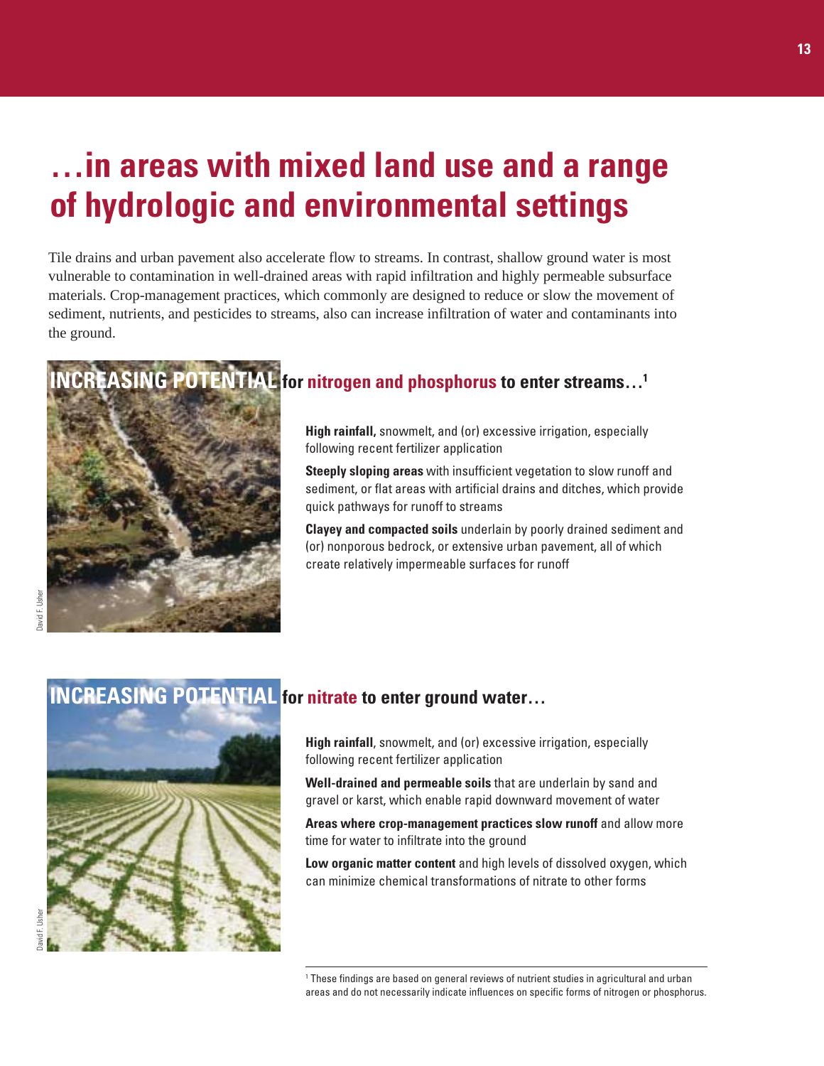# …in areas with mixed land use and a range of hydrologic and environmental settings

Tile drains and urban pavement also accelerate flow to streams. In contrast, shallow ground water is most vulnerable to contamination in well-drained areas with rapid infiltration and highly permeable subsurface materials. Crop-management practices, which commonly are designed to reduce or slow the movement of sediment, nutrients, and pesticides to streams, also can increase infiltration of water and contaminants into the ground.

## INCREASING POTENTIAL for nitrogen and phosphorus to enter streams…[1]

**High rainfall,** snowmelt, and (or) excessive irrigation, especially following recent fertilizer application

**Steeply sloping areas** with insufficient vegetation to slow runoff and sediment, or flat areas with artificial drains and ditches, which provide quick pathways for runoff to streams

**Clayey and compacted soils** underlain by poorly drained sediment and (or) nonporous bedrock, or extensive urban pavement, all of which create relatively impermeable surfaces for runoff

David F. Usher

## INCREASING POTENTIAL for nitrate to enter ground water…

**High rainfall**, snowmelt, and (or) excessive irrigation, especially following recent fertilizer application

**Well-drained and permeable soils** that are underlain by sand and gravel or karst, which enable rapid downward movement of water

**Areas where crop-management practices slow runoff** and allow more time for water to infiltrate into the ground

**Low organic matter content** and high levels of dissolved oxygen, which can minimize chemical transformations of nitrate to other forms

David F. Usher

[1] These findings are based on general reviews of nutrient studies in agricultural and urban areas and do not necessarily indicate influences on specific forms of nitrogen or phosphorus.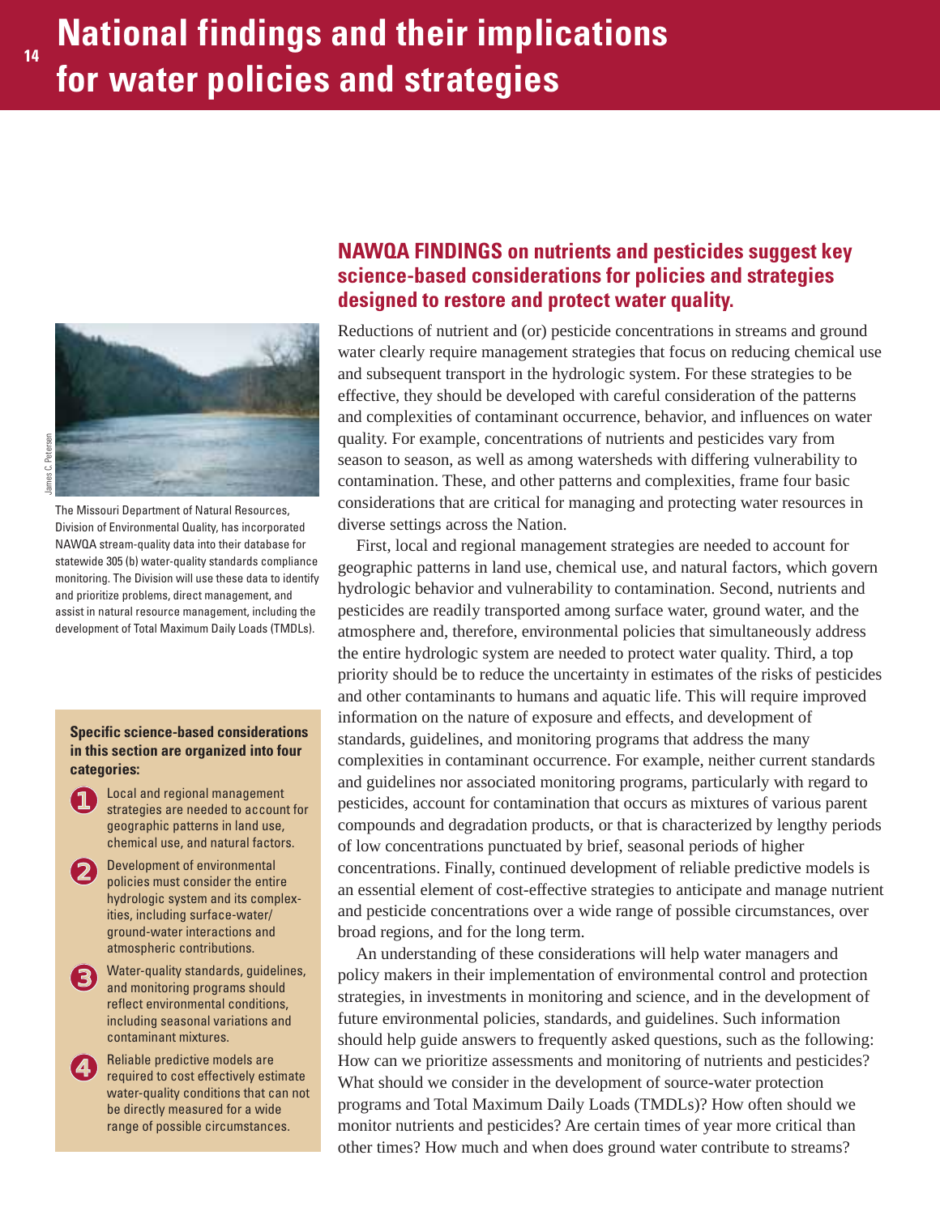# National findings and their implications for water policies and strategies

James C. Petersen

The Missouri Department of Natural Resources, Division of Environmental Quality, has incorporated NAWQA stream-quality data into their database for statewide 305 (b) water-quality standards compliance monitoring. The Division will use these data to identify and prioritize problems, direct management, and assist in natural resource management, including the development of Total Maximum Daily Loads (TMDLs).

**Specific science-based considerations in this section are organized into four categories:**

1. Local and regional management strategies are needed to account for geographic patterns in land use, chemical use, and natural factors.
2. Development of environmental policies must consider the entire hydrologic system and its complexities, including surface-water/ground-water interactions and atmospheric contributions.
3. Water-quality standards, guidelines, and monitoring programs should reflect environmental conditions, including seasonal variations and contaminant mixtures.
4. Reliable predictive models are required to cost effectively estimate water-quality conditions that can not be directly measured for a wide range of possible circumstances.

## NAWQA FINDINGS on nutrients and pesticides suggest key science-based considerations for policies and strategies designed to restore and protect water quality.

Reductions of nutrient and (or) pesticide concentrations in streams and ground water clearly require management strategies that focus on reducing chemical use and subsequent transport in the hydrologic system. For these strategies to be effective, they should be developed with careful consideration of the patterns and complexities of contaminant occurrence, behavior, and influences on water quality. For example, concentrations of nutrients and pesticides vary from season to season, as well as among watersheds with differing vulnerability to contamination. These, and other patterns and complexities, frame four basic considerations that are critical for managing and protecting water resources in diverse settings across the Nation.

First, local and regional management strategies are needed to account for geographic patterns in land use, chemical use, and natural factors, which govern hydrologic behavior and vulnerability to contamination. Second, nutrients and pesticides are readily transported among surface water, ground water, and the atmosphere and, therefore, environmental policies that simultaneously address the entire hydrologic system are needed to protect water quality. Third, a top priority should be to reduce the uncertainty in estimates of the risks of pesticides and other contaminants to humans and aquatic life. This will require improved information on the nature of exposure and effects, and development of standards, guidelines, and monitoring programs that address the many complexities in contaminant occurrence. For example, neither current standards and guidelines nor associated monitoring programs, particularly with regard to pesticides, account for contamination that occurs as mixtures of various parent compounds and degradation products, or that is characterized by lengthy periods of low concentrations punctuated by brief, seasonal periods of higher concentrations. Finally, continued development of reliable predictive models is an essential element of cost-effective strategies to anticipate and manage nutrient and pesticide concentrations over a wide range of possible circumstances, over broad regions, and for the long term.

An understanding of these considerations will help water managers and policy makers in their implementation of environmental control and protection strategies, in investments in monitoring and science, and in the development of future environmental policies, standards, and guidelines. Such information should help guide answers to frequently asked questions, such as the following: How can we prioritize assessments and monitoring of nutrients and pesticides? What should we consider in the development of source-water protection programs and Total Maximum Daily Loads (TMDLs)? How often should we monitor nutrients and pesticides? Are certain times of year more critical than other times? How much and when does ground water contribute to streams?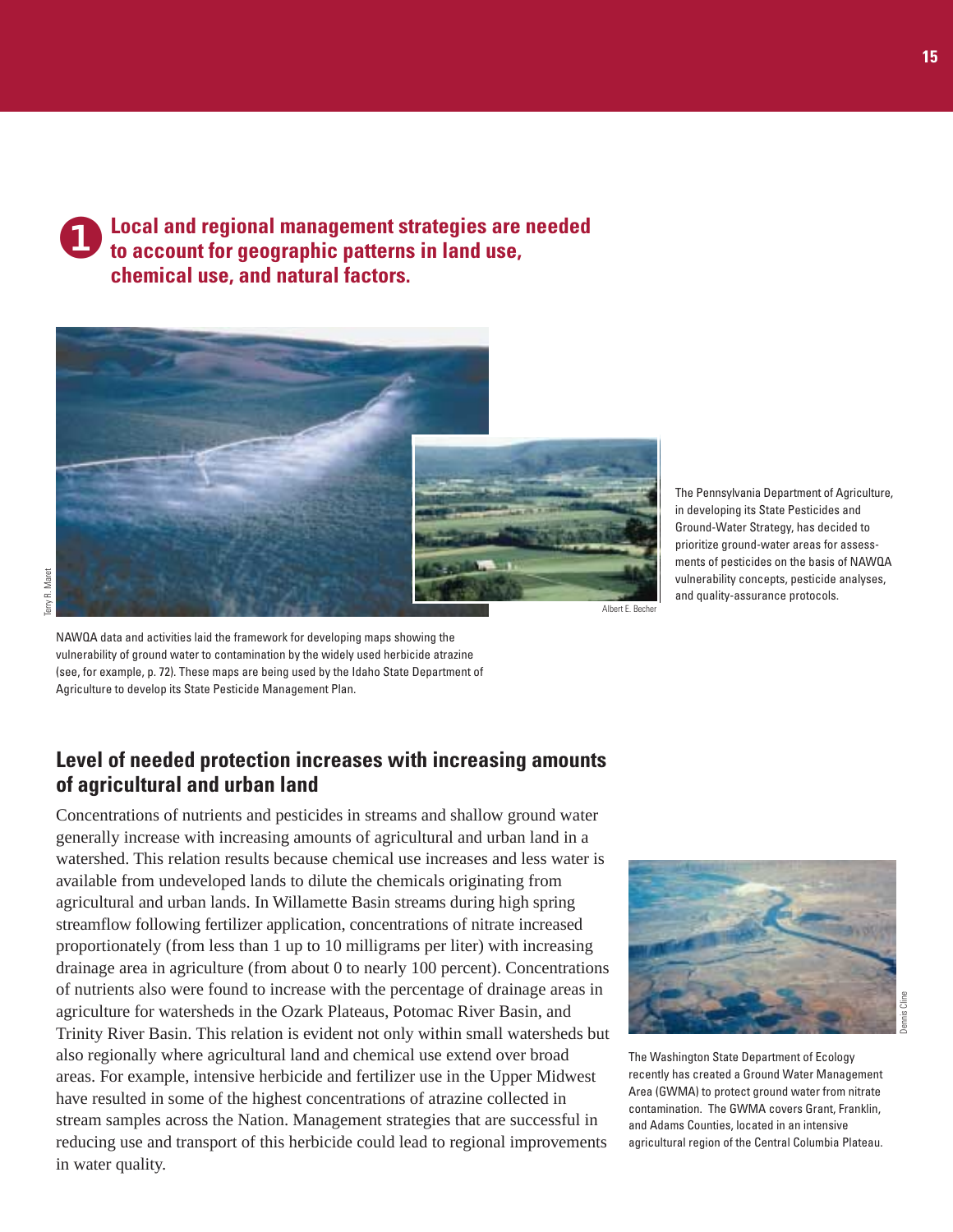## 1 Local and regional management strategies are needed to account for geographic patterns in land use, chemical use, and natural factors.

NAWQA data and activities laid the framework for developing maps showing the vulnerability of ground water to contamination by the widely used herbicide atrazine (see, for example, p. 72). These maps are being used by the Idaho State Department of Agriculture to develop its State Pesticide Management Plan.

The Pennsylvania Department of Agriculture, in developing its State Pesticides and Ground-Water Strategy, has decided to prioritize ground-water areas for assessments of pesticides on the basis of NAWQA vulnerability concepts, pesticide analyses, and quality-assurance protocols.

### Level of needed protection increases with increasing amounts of agricultural and urban land

Concentrations of nutrients and pesticides in streams and shallow ground water generally increase with increasing amounts of agricultural and urban land in a watershed. This relation results because chemical use increases and less water is available from undeveloped lands to dilute the chemicals originating from agricultural and urban lands. In Willamette Basin streams during high spring streamflow following fertilizer application, concentrations of nitrate increased proportionately (from less than 1 up to 10 milligrams per liter) with increasing drainage area in agriculture (from about 0 to nearly 100 percent). Concentrations of nutrients also were found to increase with the percentage of drainage areas in agriculture for watersheds in the Ozark Plateaus, Potomac River Basin, and Trinity River Basin. This relation is evident not only within small watersheds but also regionally where agricultural land and chemical use extend over broad areas. For example, intensive herbicide and fertilizer use in the Upper Midwest have resulted in some of the highest concentrations of atrazine collected in stream samples across the Nation. Management strategies that are successful in reducing use and transport of this herbicide could lead to regional improvements in water quality.

The Washington State Department of Ecology recently has created a Ground Water Management Area (GWMA) to protect ground water from nitrate contamination. The GWMA covers Grant, Franklin, and Adams Counties, located in an intensive agricultural region of the Central Columbia Plateau.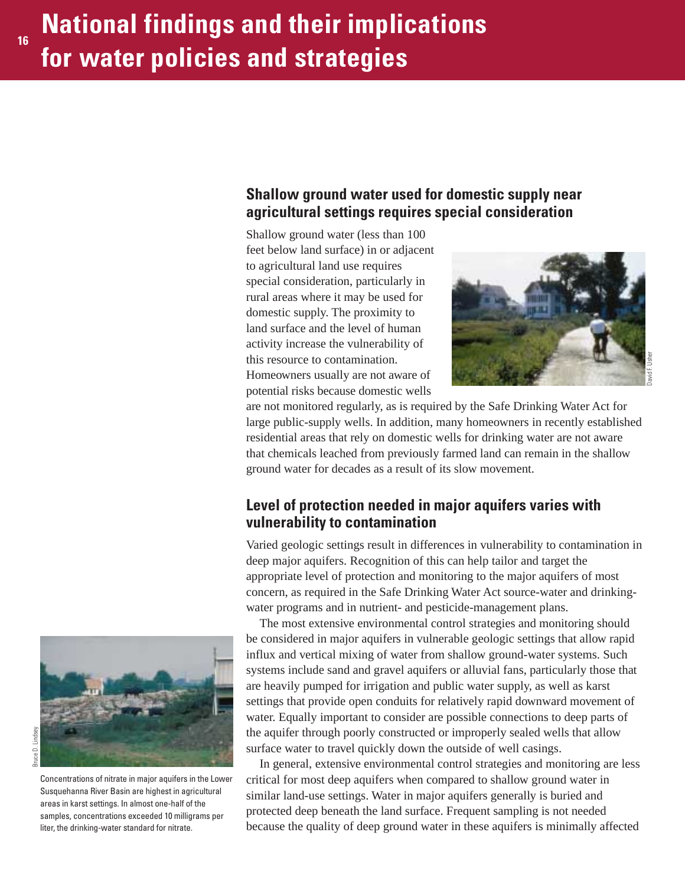# National findings and their implications for water policies and strategies

## Shallow ground water used for domestic supply near agricultural settings requires special consideration

Shallow ground water (less than 100 feet below land surface) in or adjacent to agricultural land use requires special consideration, particularly in rural areas where it may be used for domestic supply. The proximity to land surface and the level of human activity increase the vulnerability of this resource to contamination. Homeowners usually are not aware of potential risks because domestic wells are not monitored regularly, as is required by the Safe Drinking Water Act for large public-supply wells. In addition, many homeowners in recently established residential areas that rely on domestic wells for drinking water are not aware that chemicals leached from previously farmed land can remain in the shallow ground water for decades as a result of its slow movement.

## Level of protection needed in major aquifers varies with vulnerability to contamination

Varied geologic settings result in differences in vulnerability to contamination in deep major aquifers. Recognition of this can help tailor and target the appropriate level of protection and monitoring to the major aquifers of most concern, as required in the Safe Drinking Water Act source-water and drinking-water programs and in nutrient- and pesticide-management plans.

The most extensive environmental control strategies and monitoring should be considered in major aquifers in vulnerable geologic settings that allow rapid influx and vertical mixing of water from shallow ground-water systems. Such systems include sand and gravel aquifers or alluvial fans, particularly those that are heavily pumped for irrigation and public water supply, as well as karst settings that provide open conduits for relatively rapid downward movement of water. Equally important to consider are possible connections to deep parts of the aquifer through poorly constructed or improperly sealed wells that allow surface water to travel quickly down the outside of well casings.

In general, extensive environmental control strategies and monitoring are less critical for most deep aquifers when compared to shallow ground water in similar land-use settings. Water in major aquifers generally is buried and protected deep beneath the land surface. Frequent sampling is not needed because the quality of deep ground water in these aquifers is minimally affected

Concentrations of nitrate in major aquifers in the Lower Susquehanna River Basin are highest in agricultural areas in karst settings. In almost one-half of the samples, concentrations exceeded 10 milligrams per liter, the drinking-water standard for nitrate.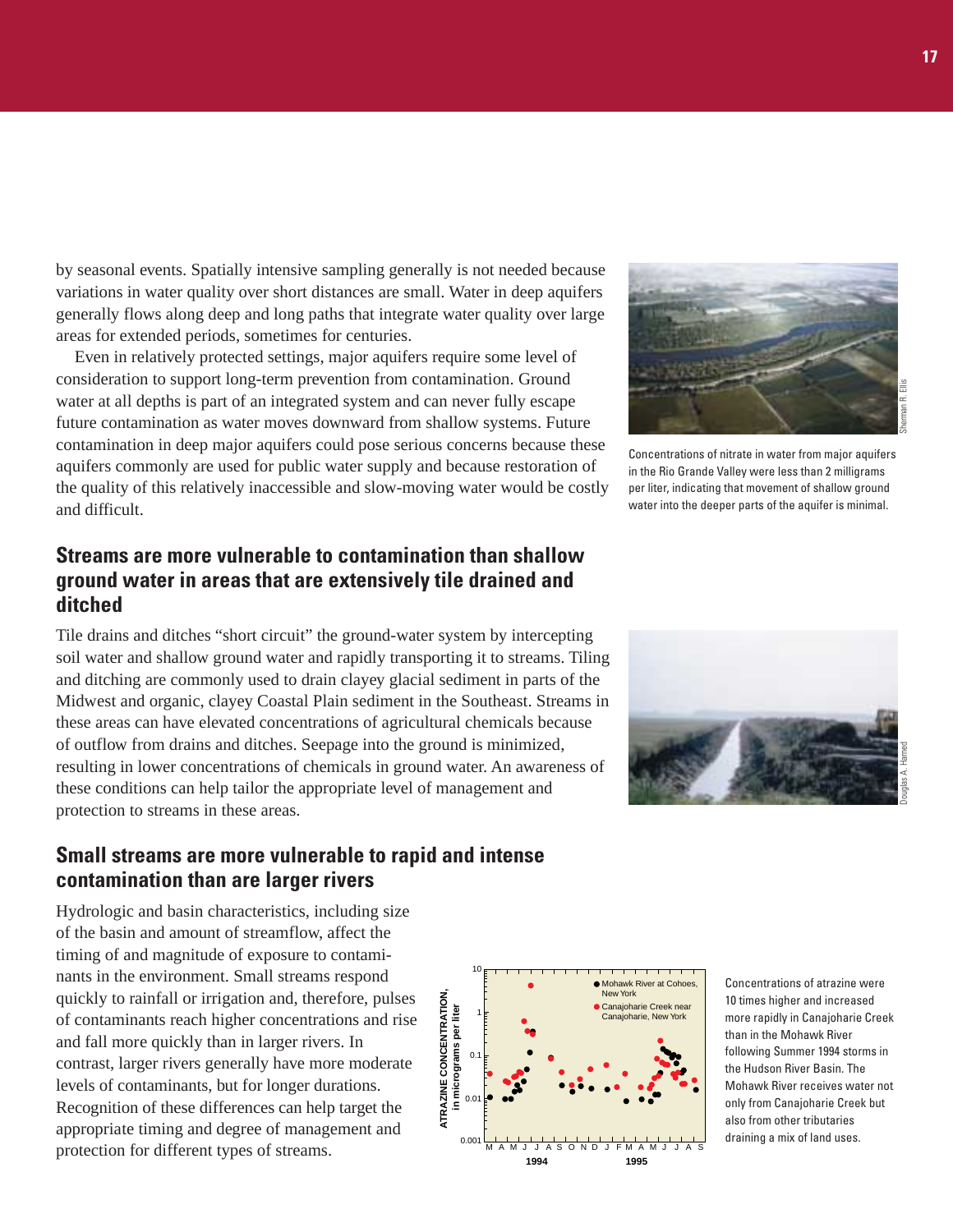by seasonal events. Spatially intensive sampling generally is not needed because variations in water quality over short distances are small. Water in deep aquifers generally flows along deep and long paths that integrate water quality over large areas for extended periods, sometimes for centuries.

Even in relatively protected settings, major aquifers require some level of consideration to support long-term prevention from contamination. Ground water at all depths is part of an integrated system and can never fully escape future contamination as water moves downward from shallow systems. Future contamination in deep major aquifers could pose serious concerns because these aquifers commonly are used for public water supply and because restoration of the quality of this relatively inaccessible and slow-moving water would be costly and difficult.

Concentrations of nitrate in water from major aquifers in the Rio Grande Valley were less than 2 milligrams per liter, indicating that movement of shallow ground water into the deeper parts of the aquifer is minimal.

## Streams are more vulnerable to contamination than shallow ground water in areas that are extensively tile drained and ditched

Tile drains and ditches "short circuit" the ground-water system by intercepting soil water and shallow ground water and rapidly transporting it to streams. Tiling and ditching are commonly used to drain clayey glacial sediment in parts of the Midwest and organic, clayey Coastal Plain sediment in the Southeast. Streams in these areas can have elevated concentrations of agricultural chemicals because of outflow from drains and ditches. Seepage into the ground is minimized, resulting in lower concentrations of chemicals in ground water. An awareness of these conditions can help tailor the appropriate level of management and protection to streams in these areas.

## Small streams are more vulnerable to rapid and intense contamination than are larger rivers

Hydrologic and basin characteristics, including size of the basin and amount of streamflow, affect the timing of and magnitude of exposure to contaminants in the environment. Small streams respond quickly to rainfall or irrigation and, therefore, pulses of contaminants reach higher concentrations and rise and fall more quickly than in larger rivers. In contrast, larger rivers generally have more moderate levels of contaminants, but for longer durations. Recognition of these differences can help target the appropriate timing and degree of management and protection for different types of streams.

Concentrations of atrazine were 10 times higher and increased more rapidly in Canajoharie Creek than in the Mohawk River following Summer 1994 storms in the Hudson River Basin. The Mohawk River receives water not only from Canajoharie Creek but also from other tributaries draining a mix of land uses.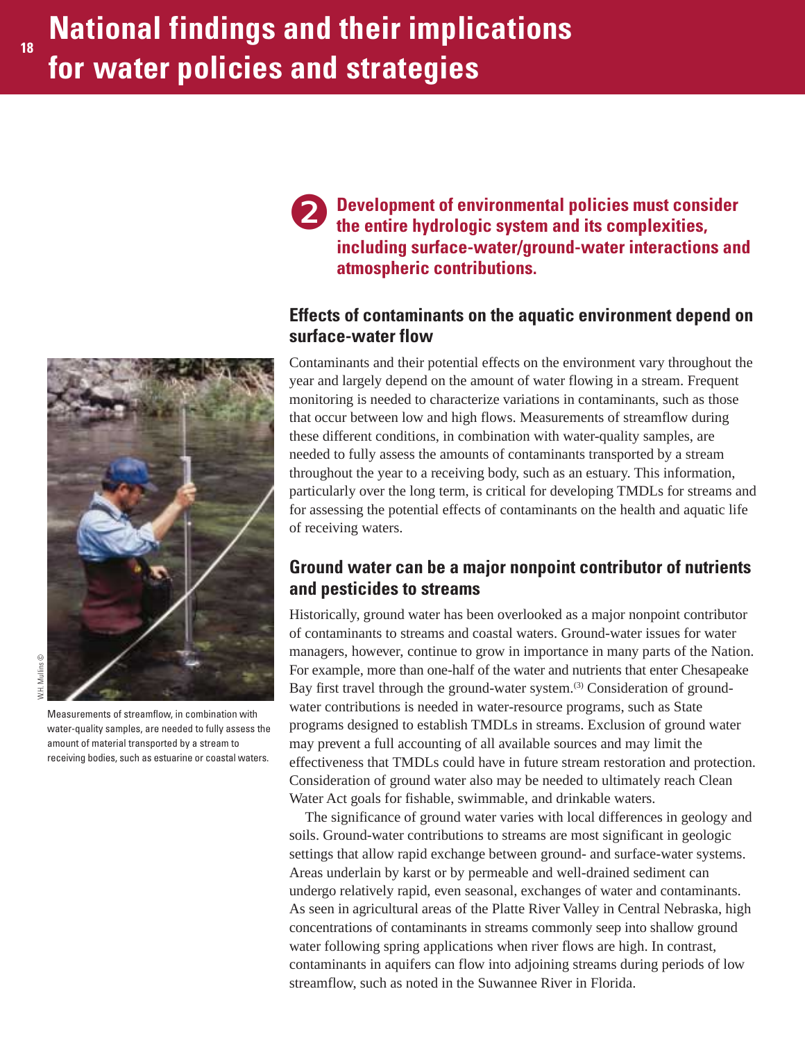# National findings and their implications for water policies and strategies

## 2 Development of environmental policies must consider the entire hydrologic system and its complexities, including surface-water/ground-water interactions and atmospheric contributions.

### Effects of contaminants on the aquatic environment depend on surface-water flow

Contaminants and their potential effects on the environment vary throughout the year and largely depend on the amount of water flowing in a stream. Frequent monitoring is needed to characterize variations in contaminants, such as those that occur between low and high flows. Measurements of streamflow during these different conditions, in combination with water-quality samples, are needed to fully assess the amounts of contaminants transported by a stream throughout the year to a receiving body, such as an estuary. This information, particularly over the long term, is critical for developing TMDLs for streams and for assessing the potential effects of contaminants on the health and aquatic life of receiving waters.

W.H. Mullins ©

Measurements of streamflow, in combination with water-quality samples, are needed to fully assess the amount of material transported by a stream to receiving bodies, such as estuarine or coastal waters.

### Ground water can be a major nonpoint contributor of nutrients and pesticides to streams

Historically, ground water has been overlooked as a major nonpoint contributor of contaminants to streams and coastal waters. Ground-water issues for water managers, however, continue to grow in importance in many parts of the Nation. For example, more than one-half of the water and nutrients that enter Chesapeake Bay first travel through the ground-water system.[3] Consideration of ground-water contributions is needed in water-resource programs, such as State programs designed to establish TMDLs in streams. Exclusion of ground water may prevent a full accounting of all available sources and may limit the effectiveness that TMDLs could have in future stream restoration and protection. Consideration of ground water also may be needed to ultimately reach Clean Water Act goals for fishable, swimmable, and drinkable waters.

The significance of ground water varies with local differences in geology and soils. Ground-water contributions to streams are most significant in geologic settings that allow rapid exchange between ground- and surface-water systems. Areas underlain by karst or by permeable and well-drained sediment can undergo relatively rapid, even seasonal, exchanges of water and contaminants. As seen in agricultural areas of the Platte River Valley in Central Nebraska, high concentrations of contaminants in streams commonly seep into shallow ground water following spring applications when river flows are high. In contrast, contaminants in aquifers can flow into adjoining streams during periods of low streamflow, such as noted in the Suwannee River in Florida.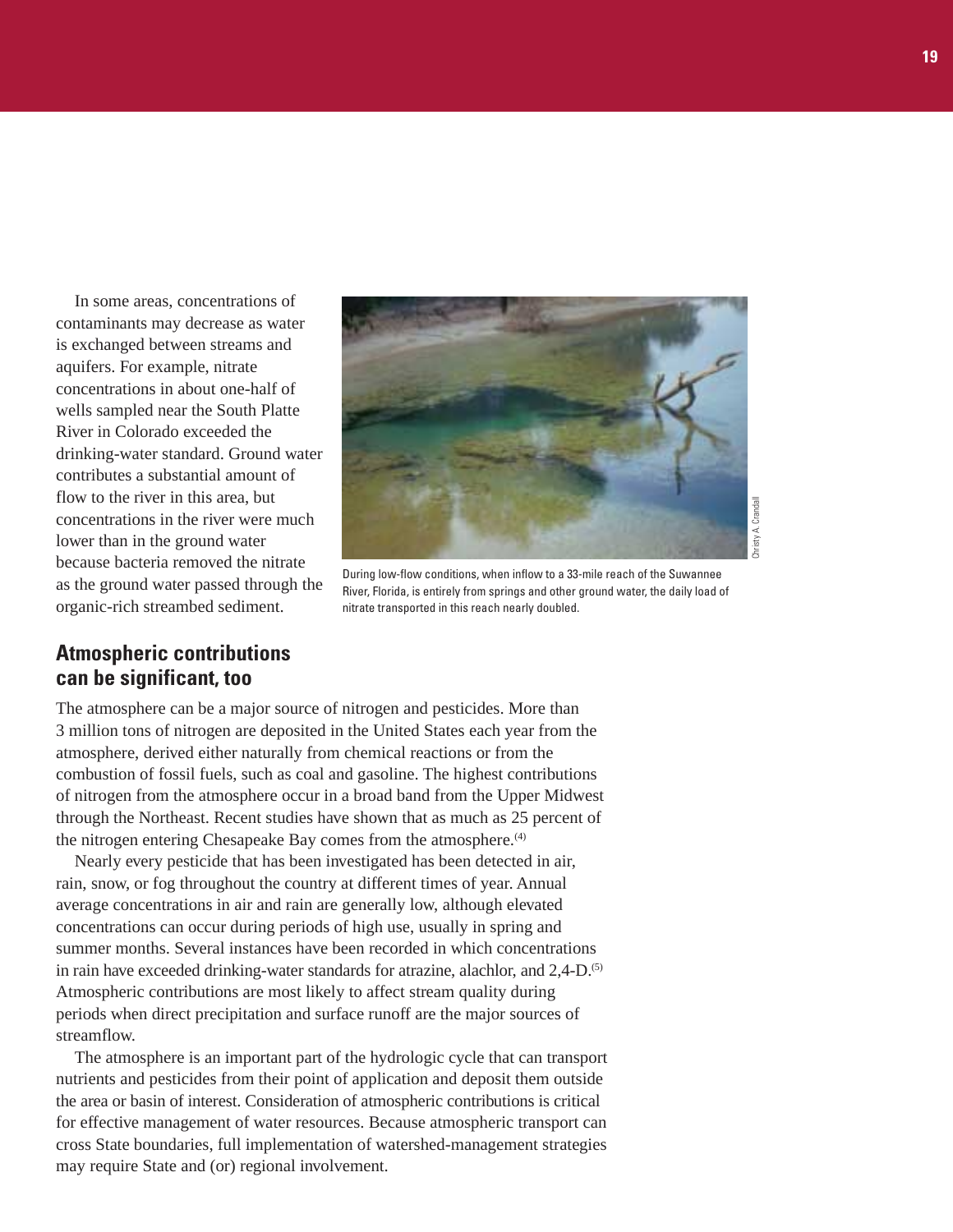In some areas, concentrations of contaminants may decrease as water is exchanged between streams and aquifers. For example, nitrate concentrations in about one-half of wells sampled near the South Platte River in Colorado exceeded the drinking-water standard. Ground water contributes a substantial amount of flow to the river in this area, but concentrations in the river were much lower than in the ground water because bacteria removed the nitrate as the ground water passed through the organic-rich streambed sediment.

During low-flow conditions, when inflow to a 33-mile reach of the Suwannee River, Florida, is entirely from springs and other ground water, the daily load of nitrate transported in this reach nearly doubled.

## Atmospheric contributions can be significant, too

The atmosphere can be a major source of nitrogen and pesticides. More than 3 million tons of nitrogen are deposited in the United States each year from the atmosphere, derived either naturally from chemical reactions or from the combustion of fossil fuels, such as coal and gasoline. The highest contributions of nitrogen from the atmosphere occur in a broad band from the Upper Midwest through the Northeast. Recent studies have shown that as much as 25 percent of the nitrogen entering Chesapeake Bay comes from the atmosphere.(4)

Nearly every pesticide that has been investigated has been detected in air, rain, snow, or fog throughout the country at different times of year. Annual average concentrations in air and rain are generally low, although elevated concentrations can occur during periods of high use, usually in spring and summer months. Several instances have been recorded in which concentrations in rain have exceeded drinking-water standards for atrazine, alachlor, and 2,4-D.(5) Atmospheric contributions are most likely to affect stream quality during periods when direct precipitation and surface runoff are the major sources of streamflow.

The atmosphere is an important part of the hydrologic cycle that can transport nutrients and pesticides from their point of application and deposit them outside the area or basin of interest. Consideration of atmospheric contributions is critical for effective management of water resources. Because atmospheric transport can cross State boundaries, full implementation of watershed-management strategies may require State and (or) regional involvement.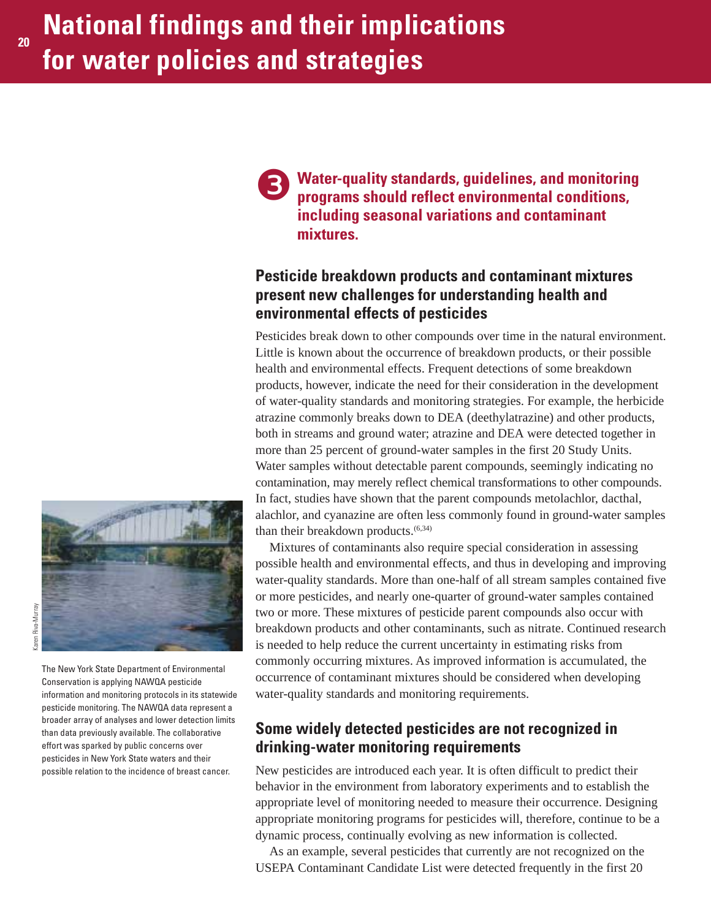# National findings and their implications for water policies and strategies

## 3 Water-quality standards, guidelines, and monitoring programs should reflect environmental conditions, including seasonal variations and contaminant mixtures.

### Pesticide breakdown products and contaminant mixtures present new challenges for understanding health and environmental effects of pesticides

Pesticides break down to other compounds over time in the natural environment. Little is known about the occurrence of breakdown products, or their possible health and environmental effects. Frequent detections of some breakdown products, however, indicate the need for their consideration in the development of water-quality standards and monitoring strategies. For example, the herbicide atrazine commonly breaks down to DEA (deethylatrazine) and other products, both in streams and ground water; atrazine and DEA were detected together in more than 25 percent of ground-water samples in the first 20 Study Units. Water samples without detectable parent compounds, seemingly indicating no contamination, may merely reflect chemical transformations to other compounds. In fact, studies have shown that the parent compounds metolachlor, dacthal, alachlor, and cyanazine are often less commonly found in ground-water samples than their breakdown products.[6,34]

Mixtures of contaminants also require special consideration in assessing possible health and environmental effects, and thus in developing and improving water-quality standards. More than one-half of all stream samples contained five or more pesticides, and nearly one-quarter of ground-water samples contained two or more. These mixtures of pesticide parent compounds also occur with breakdown products and other contaminants, such as nitrate. Continued research is needed to help reduce the current uncertainty in estimating risks from commonly occurring mixtures. As improved information is accumulated, the occurrence of contaminant mixtures should be considered when developing water-quality standards and monitoring requirements.

Karen Riva-Murray

The New York State Department of Environmental Conservation is applying NAWQA pesticide information and monitoring protocols in its statewide pesticide monitoring. The NAWQA data represent a broader array of analyses and lower detection limits than data previously available. The collaborative effort was sparked by public concerns over pesticides in New York State waters and their possible relation to the incidence of breast cancer.

### Some widely detected pesticides are not recognized in drinking-water monitoring requirements

New pesticides are introduced each year. It is often difficult to predict their behavior in the environment from laboratory experiments and to establish the appropriate level of monitoring needed to measure their occurrence. Designing appropriate monitoring programs for pesticides will, therefore, continue to be a dynamic process, continually evolving as new information is collected.

As an example, several pesticides that currently are not recognized on the USEPA Contaminant Candidate List were detected frequently in the first 20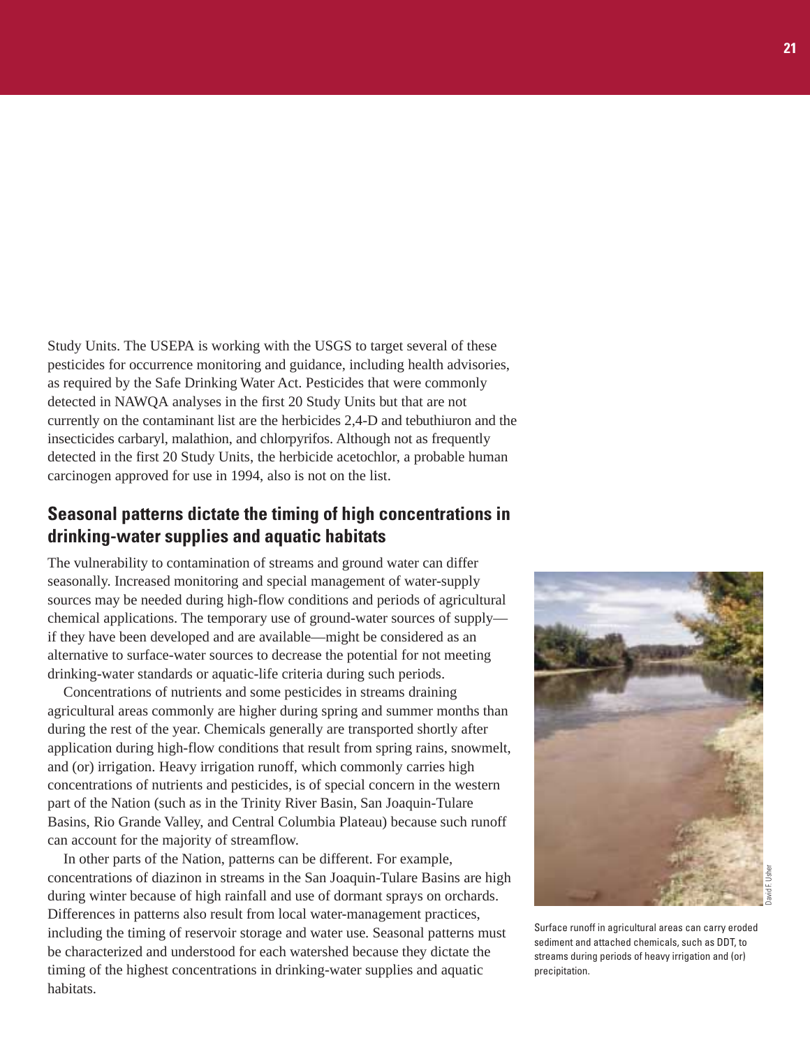Study Units. The USEPA is working with the USGS to target several of these pesticides for occurrence monitoring and guidance, including health advisories, as required by the Safe Drinking Water Act. Pesticides that were commonly detected in NAWQA analyses in the first 20 Study Units but that are not currently on the contaminant list are the herbicides 2,4-D and tebuthiuron and the insecticides carbaryl, malathion, and chlorpyrifos. Although not as frequently detected in the first 20 Study Units, the herbicide acetochlor, a probable human carcinogen approved for use in 1994, also is not on the list.

## Seasonal patterns dictate the timing of high concentrations in drinking-water supplies and aquatic habitats

The vulnerability to contamination of streams and ground water can differ seasonally. Increased monitoring and special management of water-supply sources may be needed during high-flow conditions and periods of agricultural chemical applications. The temporary use of ground-water sources of supply—if they have been developed and are available—might be considered as an alternative to surface-water sources to decrease the potential for not meeting drinking-water standards or aquatic-life criteria during such periods.

Concentrations of nutrients and some pesticides in streams draining agricultural areas commonly are higher during spring and summer months than during the rest of the year. Chemicals generally are transported shortly after application during high-flow conditions that result from spring rains, snowmelt, and (or) irrigation. Heavy irrigation runoff, which commonly carries high concentrations of nutrients and pesticides, is of special concern in the western part of the Nation (such as in the Trinity River Basin, San Joaquin-Tulare Basins, Rio Grande Valley, and Central Columbia Plateau) because such runoff can account for the majority of streamflow.

In other parts of the Nation, patterns can be different. For example, concentrations of diazinon in streams in the San Joaquin-Tulare Basins are high during winter because of high rainfall and use of dormant sprays on orchards. Differences in patterns also result from local water-management practices, including the timing of reservoir storage and water use. Seasonal patterns must be characterized and understood for each watershed because they dictate the timing of the highest concentrations in drinking-water supplies and aquatic habitats.

David F. Usher

Surface runoff in agricultural areas can carry eroded sediment and attached chemicals, such as DDT, to streams during periods of heavy irrigation and (or) precipitation.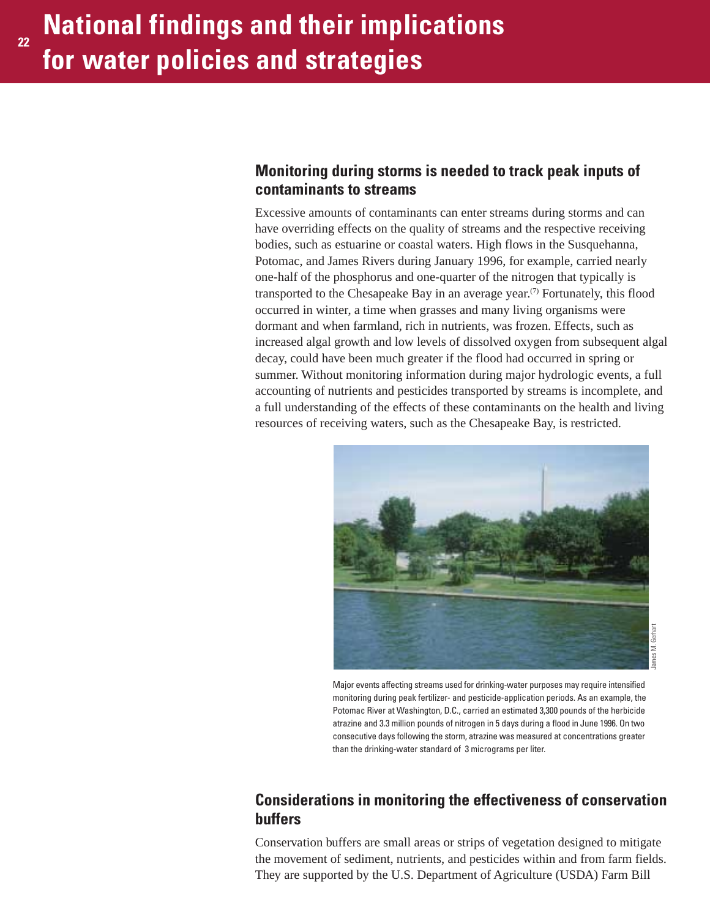# National findings and their implications for water policies and strategies

## Monitoring during storms is needed to track peak inputs of contaminants to streams

Excessive amounts of contaminants can enter streams during storms and can have overriding effects on the quality of streams and the respective receiving bodies, such as estuarine or coastal waters. High flows in the Susquehanna, Potomac, and James Rivers during January 1996, for example, carried nearly one-half of the phosphorus and one-quarter of the nitrogen that typically is transported to the Chesapeake Bay in an average year.[7] Fortunately, this flood occurred in winter, a time when grasses and many living organisms were dormant and when farmland, rich in nutrients, was frozen. Effects, such as increased algal growth and low levels of dissolved oxygen from subsequent algal decay, could have been much greater if the flood had occurred in spring or summer. Without monitoring information during major hydrologic events, a full accounting of nutrients and pesticides transported by streams is incomplete, and a full understanding of the effects of these contaminants on the health and living resources of receiving waters, such as the Chesapeake Bay, is restricted.

James M. Gerhart

Major events affecting streams used for drinking-water purposes may require intensified monitoring during peak fertilizer- and pesticide-application periods. As an example, the Potomac River at Washington, D.C., carried an estimated 3,300 pounds of the herbicide atrazine and 3.3 million pounds of nitrogen in 5 days during a flood in June 1996. On two consecutive days following the storm, atrazine was measured at concentrations greater than the drinking-water standard of 3 micrograms per liter.

## Considerations in monitoring the effectiveness of conservation buffers

Conservation buffers are small areas or strips of vegetation designed to mitigate the movement of sediment, nutrients, and pesticides within and from farm fields. They are supported by the U.S. Department of Agriculture (USDA) Farm Bill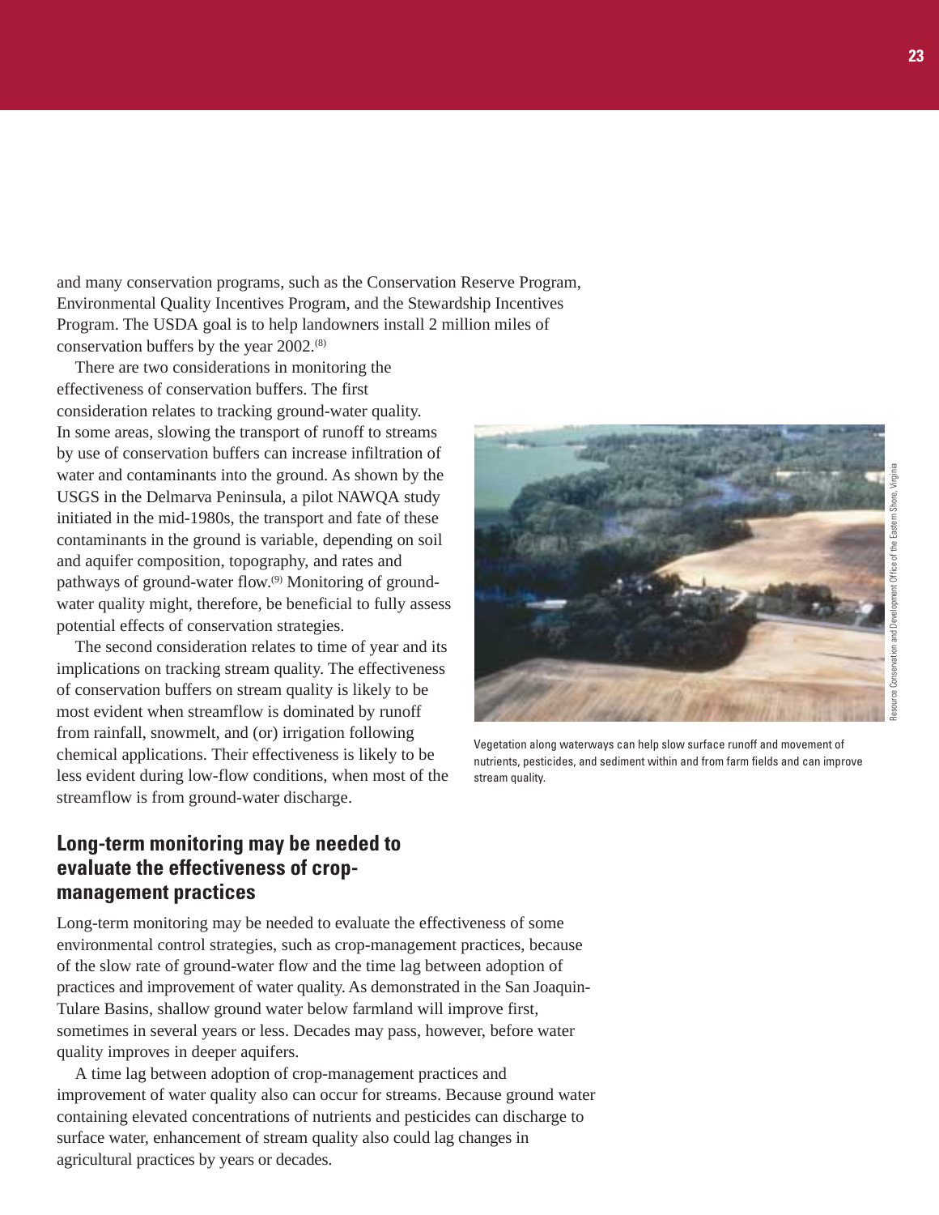and many conservation programs, such as the Conservation Reserve Program, Environmental Quality Incentives Program, and the Stewardship Incentives Program. The USDA goal is to help landowners install 2 million miles of conservation buffers by the year 2002.[8]

There are two considerations in monitoring the effectiveness of conservation buffers. The first consideration relates to tracking ground-water quality. In some areas, slowing the transport of runoff to streams by use of conservation buffers can increase infiltration of water and contaminants into the ground. As shown by the USGS in the Delmarva Peninsula, a pilot NAWQA study initiated in the mid-1980s, the transport and fate of these contaminants in the ground is variable, depending on soil and aquifer composition, topography, and rates and pathways of ground-water flow.[9] Monitoring of ground-water quality might, therefore, be beneficial to fully assess potential effects of conservation strategies.

The second consideration relates to time of year and its implications on tracking stream quality. The effectiveness of conservation buffers on stream quality is likely to be most evident when streamflow is dominated by runoff from rainfall, snowmelt, and (or) irrigation following chemical applications. Their effectiveness is likely to be less evident during low-flow conditions, when most of the streamflow is from ground-water discharge.

Vegetation along waterways can help slow surface runoff and movement of nutrients, pesticides, and sediment within and from farm fields and can improve stream quality.

Resource Conservation and Development Office of the Eastern Shore, Virginia

## Long-term monitoring may be needed to evaluate the effectiveness of crop-management practices

Long-term monitoring may be needed to evaluate the effectiveness of some environmental control strategies, such as crop-management practices, because of the slow rate of ground-water flow and the time lag between adoption of practices and improvement of water quality. As demonstrated in the San Joaquin-Tulare Basins, shallow ground water below farmland will improve first, sometimes in several years or less. Decades may pass, however, before water quality improves in deeper aquifers.

A time lag between adoption of crop-management practices and improvement of water quality also can occur for streams. Because ground water containing elevated concentrations of nutrients and pesticides can discharge to surface water, enhancement of stream quality also could lag changes in agricultural practices by years or decades.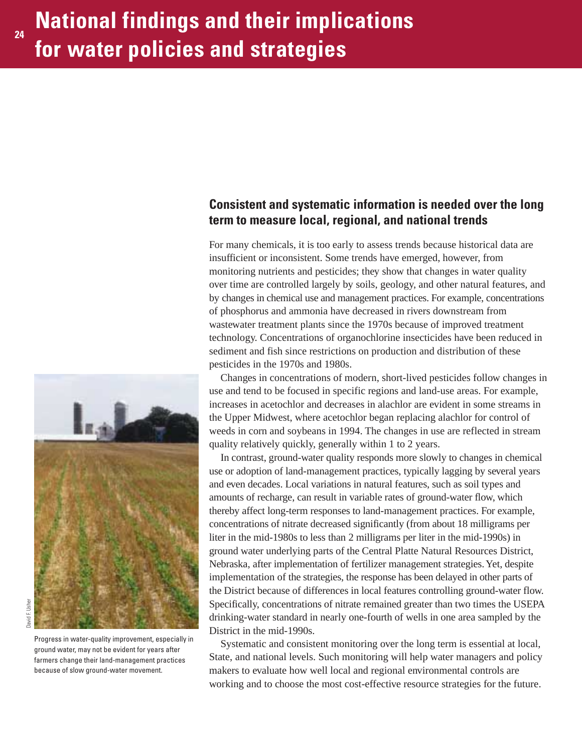# National findings and their implications for water policies and strategies

## Consistent and systematic information is needed over the long term to measure local, regional, and national trends

For many chemicals, it is too early to assess trends because historical data are insufficient or inconsistent. Some trends have emerged, however, from monitoring nutrients and pesticides; they show that changes in water quality over time are controlled largely by soils, geology, and other natural features, and by changes in chemical use and management practices. For example, concentrations of phosphorus and ammonia have decreased in rivers downstream from wastewater treatment plants since the 1970s because of improved treatment technology. Concentrations of organochlorine insecticides have been reduced in sediment and fish since restrictions on production and distribution of these pesticides in the 1970s and 1980s.

Changes in concentrations of modern, short-lived pesticides follow changes in use and tend to be focused in specific regions and land-use areas. For example, increases in acetochlor and decreases in alachlor are evident in some streams in the Upper Midwest, where acetochlor began replacing alachlor for control of weeds in corn and soybeans in 1994. The changes in use are reflected in stream quality relatively quickly, generally within 1 to 2 years.

In contrast, ground-water quality responds more slowly to changes in chemical use or adoption of land-management practices, typically lagging by several years and even decades. Local variations in natural features, such as soil types and amounts of recharge, can result in variable rates of ground-water flow, which thereby affect long-term responses to land-management practices. For example, concentrations of nitrate decreased significantly (from about 18 milligrams per liter in the mid-1980s to less than 2 milligrams per liter in the mid-1990s) in ground water underlying parts of the Central Platte Natural Resources District, Nebraska, after implementation of fertilizer management strategies. Yet, despite implementation of the strategies, the response has been delayed in other parts of the District because of differences in local features controlling ground-water flow. Specifically, concentrations of nitrate remained greater than two times the USEPA drinking-water standard in nearly one-fourth of wells in one area sampled by the District in the mid-1990s.

Systematic and consistent monitoring over the long term is essential at local, State, and national levels. Such monitoring will help water managers and policy makers to evaluate how well local and regional environmental controls are working and to choose the most cost-effective resource strategies for the future.

David F. Usher

Progress in water-quality improvement, especially in ground water, may not be evident for years after farmers change their land-management practices because of slow ground-water movement.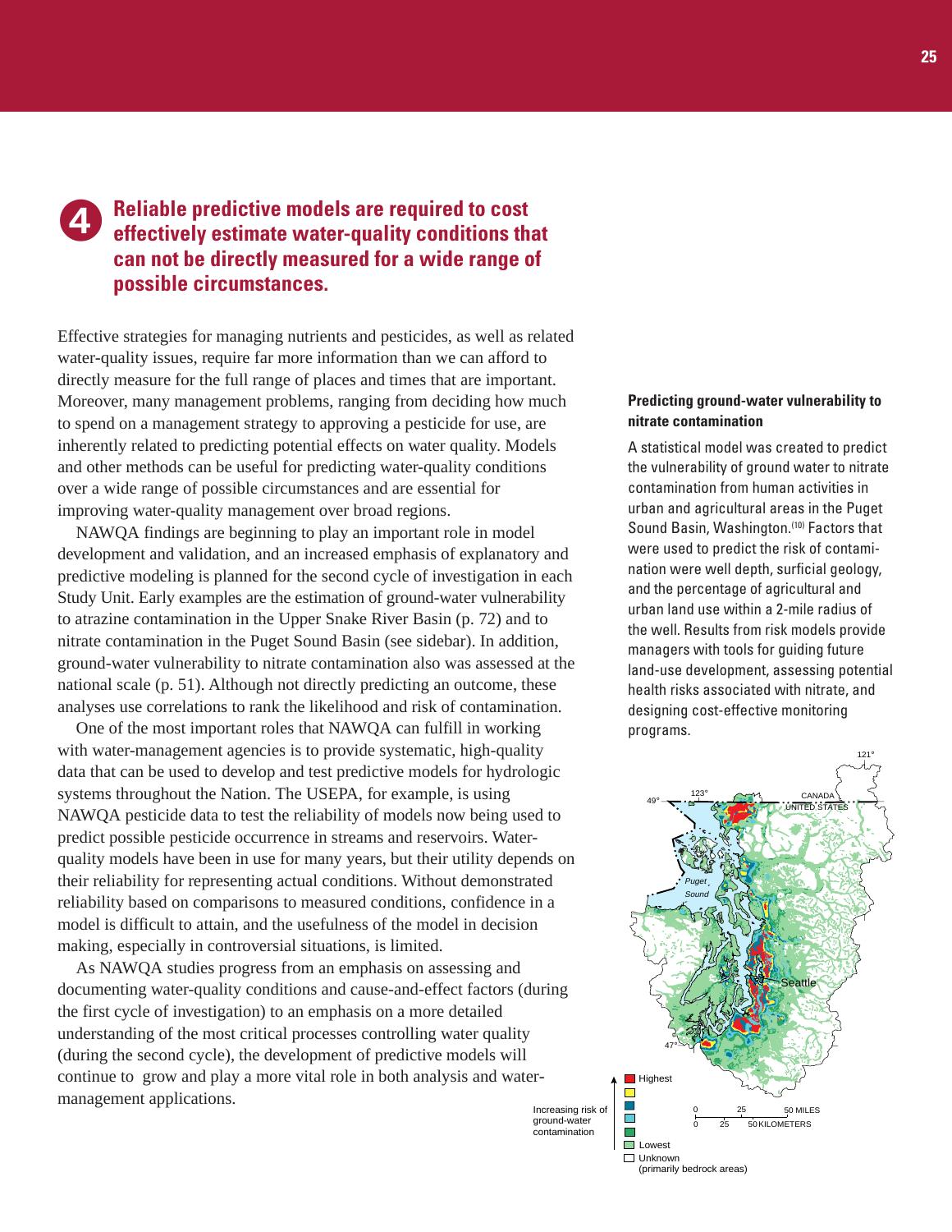## 4 Reliable predictive models are required to cost effectively estimate water-quality conditions that can not be directly measured for a wide range of possible circumstances.

Effective strategies for managing nutrients and pesticides, as well as related water-quality issues, require far more information than we can afford to directly measure for the full range of places and times that are important. Moreover, many management problems, ranging from deciding how much to spend on a management strategy to approving a pesticide for use, are inherently related to predicting potential effects on water quality. Models and other methods can be useful for predicting water-quality conditions over a wide range of possible circumstances and are essential for improving water-quality management over broad regions.

NAWQA findings are beginning to play an important role in model development and validation, and an increased emphasis of explanatory and predictive modeling is planned for the second cycle of investigation in each Study Unit. Early examples are the estimation of ground-water vulnerability to atrazine contamination in the Upper Snake River Basin (p. 72) and to nitrate contamination in the Puget Sound Basin (see sidebar). In addition, ground-water vulnerability to nitrate contamination also was assessed at the national scale (p. 51). Although not directly predicting an outcome, these analyses use correlations to rank the likelihood and risk of contamination.

One of the most important roles that NAWQA can fulfill in working with water-management agencies is to provide systematic, high-quality data that can be used to develop and test predictive models for hydrologic systems throughout the Nation. The USEPA, for example, is using NAWQA pesticide data to test the reliability of models now being used to predict possible pesticide occurrence in streams and reservoirs. Water-quality models have been in use for many years, but their utility depends on their reliability for representing actual conditions. Without demonstrated reliability based on comparisons to measured conditions, confidence in a model is difficult to attain, and the usefulness of the model in decision making, especially in controversial situations, is limited.

As NAWQA studies progress from an emphasis on assessing and documenting water-quality conditions and cause-and-effect factors (during the first cycle of investigation) to an emphasis on a more detailed understanding of the most critical processes controlling water quality (during the second cycle), the development of predictive models will continue to grow and play a more vital role in both analysis and water-management applications.

### Predicting ground-water vulnerability to nitrate contamination

A statistical model was created to predict the vulnerability of ground water to nitrate contamination from human activities in urban and agricultural areas in the Puget Sound Basin, Washington.[10] Factors that were used to predict the risk of contamination were well depth, surficial geology, and the percentage of agricultural and urban land use within a 2-mile radius of the well. Results from risk models provide managers with tools for guiding future land-use development, assessing potential health risks associated with nitrate, and designing cost-effective monitoring programs.

121°
123°
49°
CANADA
UNITED STATES
Puget Sound
Seattle
47°
0 25 50 MILES
0 25 50 KILOMETERS

Increasing risk of ground-water contamination
Highest
Lowest
Unknown (primarily bedrock areas)